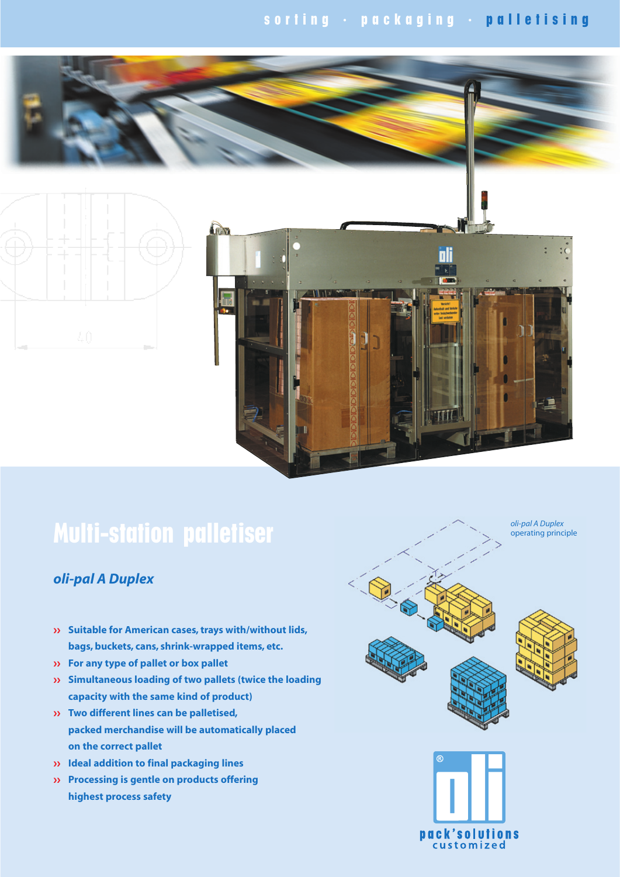sorting · packaging · palletising

# Multi-station palletiser

## *oli-pal A Duplex*

- Suitable for American cases, trays with/without lids, bags, buckets, cans, shrink-wrapped items, etc.
- For any type of pallet or box pallet
- Simultaneous loading of two pallets (twice the loading capacity with the same kind of product)
- Two different lines can be palletised, packed merchandise will be automatically placed on the correct pallet
- Ideal addition to final packaging lines
- Processing is gentle on products offering highest process safety

*oli-pal A Duplex* operating principle

oli® pack'solutions customized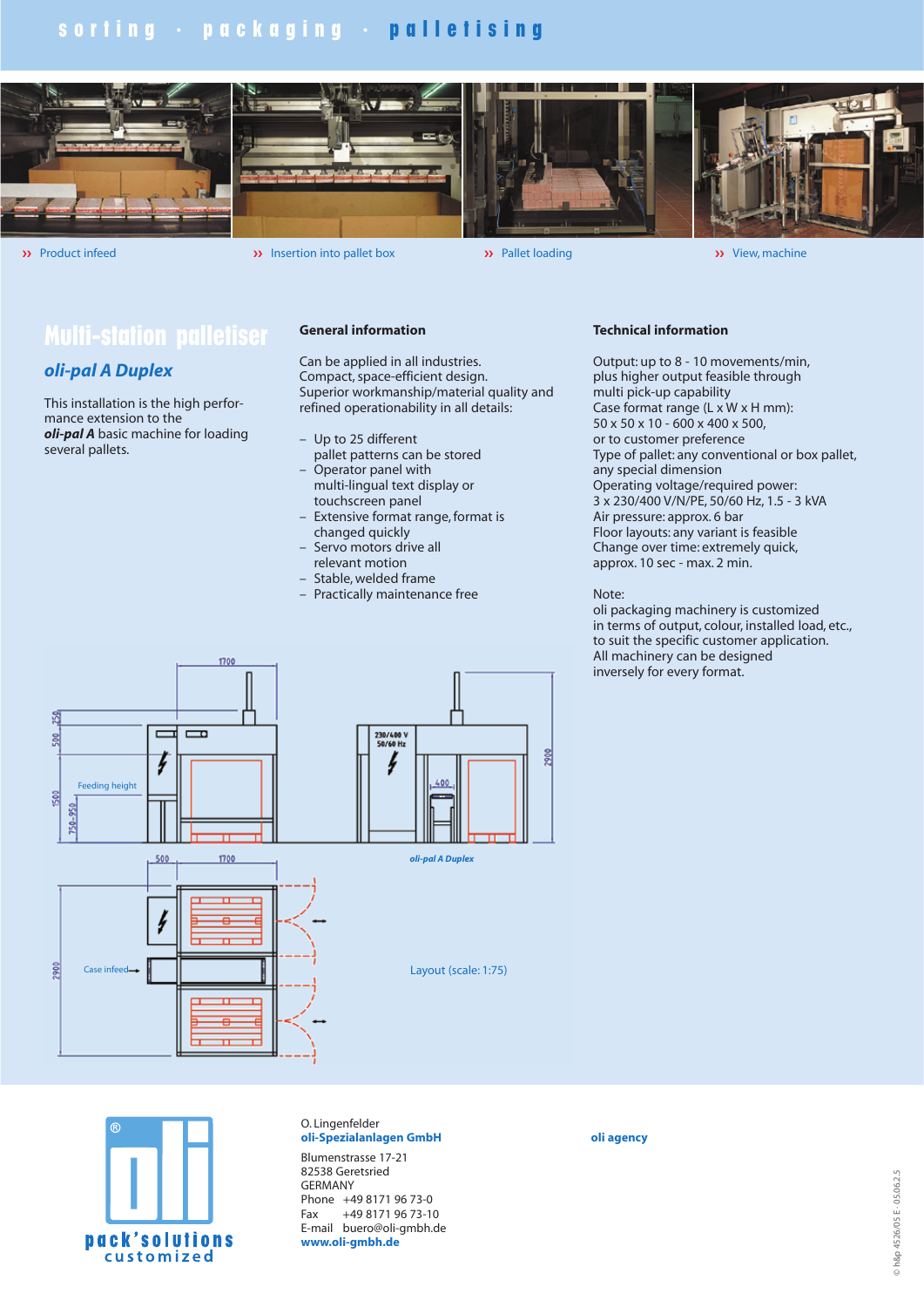sorting · packaging · palletising

›› Product infeed

›› Insertion into pallet box

›› Pallet loading

›› View, machine

# Multi-station palletiser

## *oli-pal A Duplex*

This installation is the high performance extension to the ***oli-pal A*** basic machine for loading several pallets.

### General information

Can be applied in all industries.
Compact, space-efficient design.
Superior workmanship/material quality and refined operationability in all details:

- Up to 25 different pallet patterns can be stored
- Operator panel with multi-lingual text display or touchscreen panel
- Extensive format range, format is changed quickly
- Servo motors drive all relevant motion
- Stable, welded frame
- Practically maintenance free

### Technical information

Output: up to 8 - 10 movements/min, plus higher output feasible through multi pick-up capability
Case format range (L x W x H mm): 50 x 50 x 10 - 600 x 400 x 500, or to customer preference
Type of pallet: any conventional or box pallet, any special dimension
Operating voltage/required power: 3 x 230/400 V/N/PE, 50/60 Hz, 1.5 - 3 kVA
Air pressure: approx. 6 bar
Floor layouts: any variant is feasible
Change over time: extremely quick, approx. 10 sec - max. 2 min.

Note:
oli packaging machinery is customized in terms of output, colour, installed load, etc., to suit the specific customer application.
All machinery can be designed inversely for every format.

1700
500 - 250
1500
750-950
Feeding height
230/400 V
50/60 Hz
400
2900
*oli-pal A Duplex*
500
1700
2900
Case infeed

Layout (scale: 1:75)

pack'solutions customized

O. Lingenfelder
**oli-Spezialanlagen GmbH**
Blumenstrasse 17-21
82538 Geretsried
GERMANY
Phone +49 8171 96 73-0
Fax +49 8171 96 73-10
E-mail buero@oli-gmbh.de
**www.oli-gmbh.de**

**oli agency**

© h&p 4526/05 E · 05.06.2.5